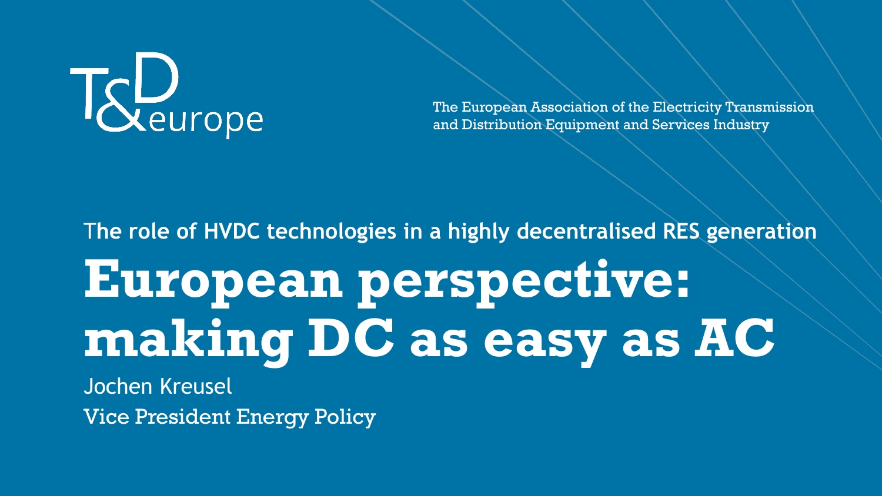T&D europe

The European Association of the Electricity Transmission and Distribution Equipment and Services Industry

## The role of HVDC technologies in a highly decentralised RES generation

# European perspective: making DC as easy as AC

Jochen Kreusel

Vice President Energy Policy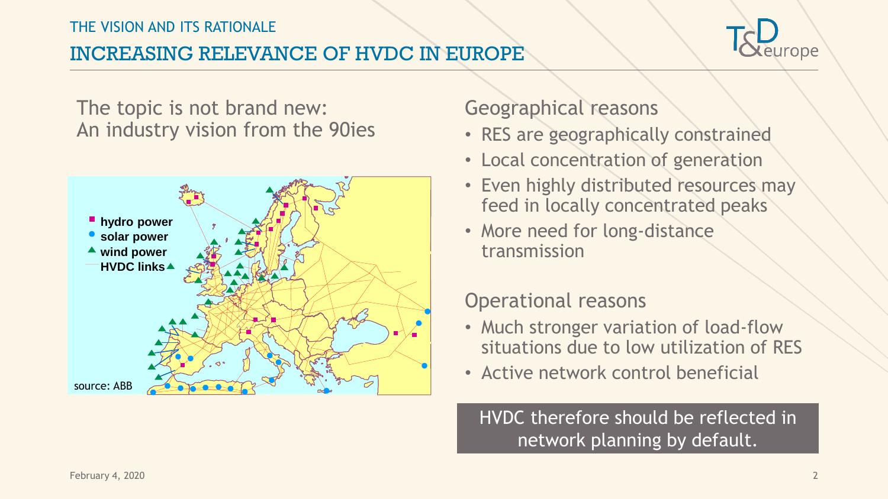THE VISION AND ITS RATIONALE

# INCREASING RELEVANCE OF HVDC IN EUROPE

The topic is not brand new:
An industry vision from the 90ies

- hydro power
- solar power
- wind power
- HVDC links

source: ABB

## Geographical reasons

- RES are geographically constrained
- Local concentration of generation
- Even highly distributed resources may feed in locally concentrated peaks
- More need for long-distance transmission

## Operational reasons

- Much stronger variation of load-flow situations due to low utilization of RES
- Active network control beneficial

**HVDC therefore should be reflected in network planning by default.**

February 4, 2020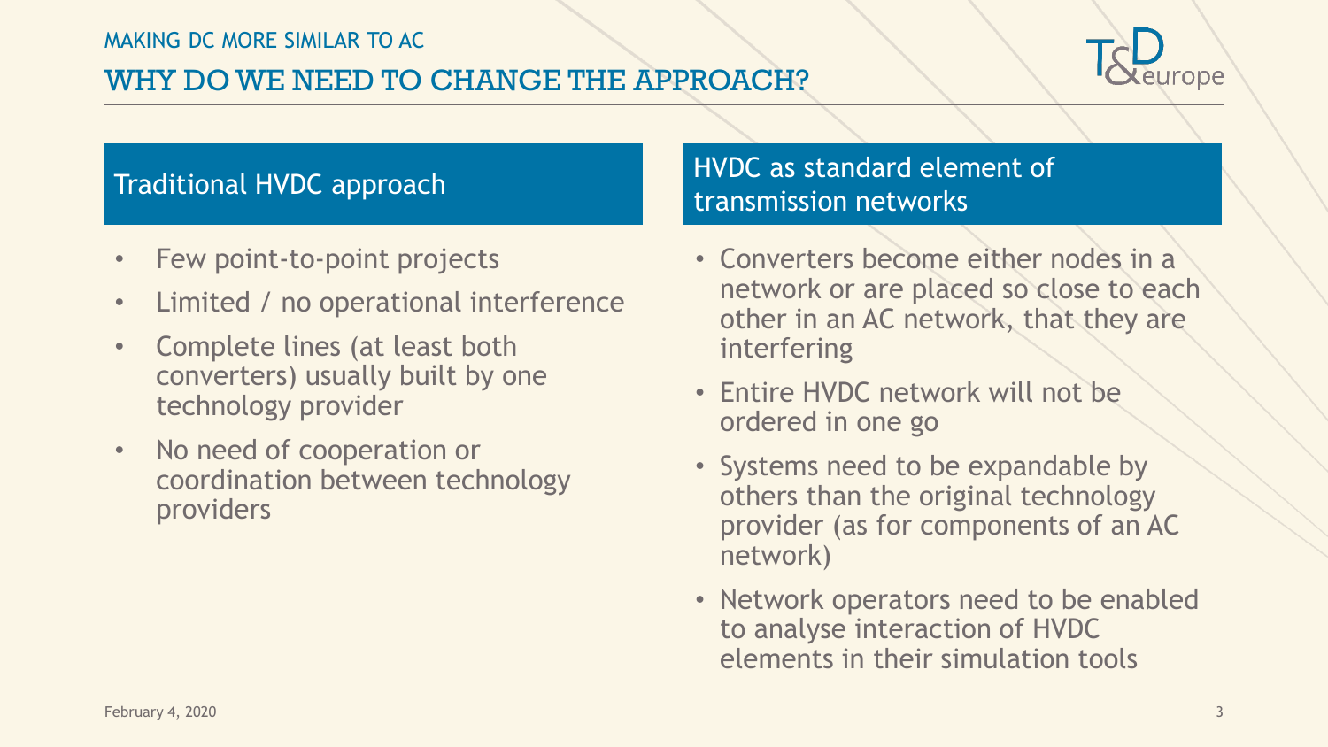MAKING DC MORE SIMILAR TO AC

# WHY DO WE NEED TO CHANGE THE APPROACH?

## Traditional HVDC approach

- Few point-to-point projects
- Limited / no operational interference
- Complete lines (at least both converters) usually built by one technology provider
- No need of cooperation or coordination between technology providers

## HVDC as standard element of transmission networks

- Converters become either nodes in a network or are placed so close to each other in an AC network, that they are interfering
- Entire HVDC network will not be ordered in one go
- Systems need to be expandable by others than the original technology provider (as for components of an AC network)
- Network operators need to be enabled to analyse interaction of HVDC elements in their simulation tools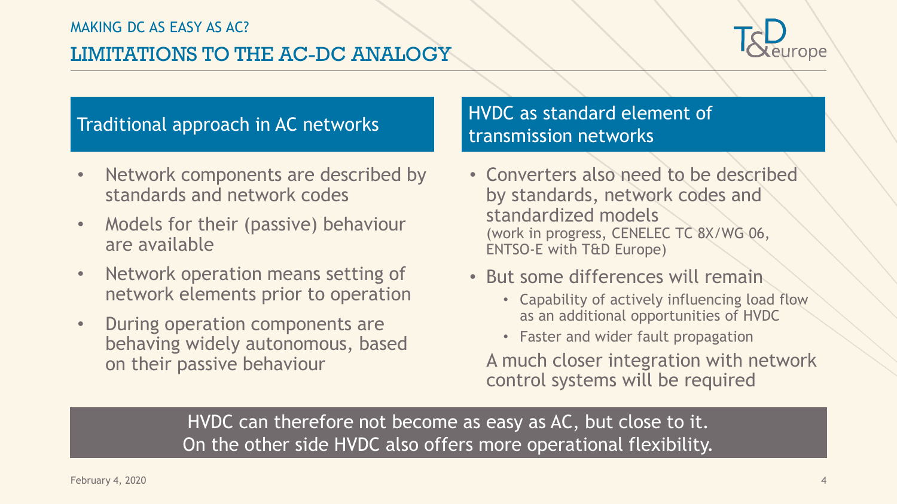MAKING DC AS EASY AS AC?

# LIMITATIONS TO THE AC-DC ANALOGY

## Traditional approach in AC networks

- Network components are described by standards and network codes
- Models for their (passive) behaviour are available
- Network operation means setting of network elements prior to operation
- During operation components are behaving widely autonomous, based on their passive behaviour

## HVDC as standard element of transmission networks

- Converters also need to be described by standards, network codes and standardized models
  (work in progress, CENELEC TC 8X/WG 06, ENTSO-E with T&D Europe)
- But some differences will remain
  - Capability of actively influencing load flow as an additional opportunities of HVDC
  - Faster and wider fault propagation

  A much closer integration with network control systems will be required

**HVDC can therefore not become as easy as AC, but close to it.
On the other side HVDC also offers more operational flexibility.**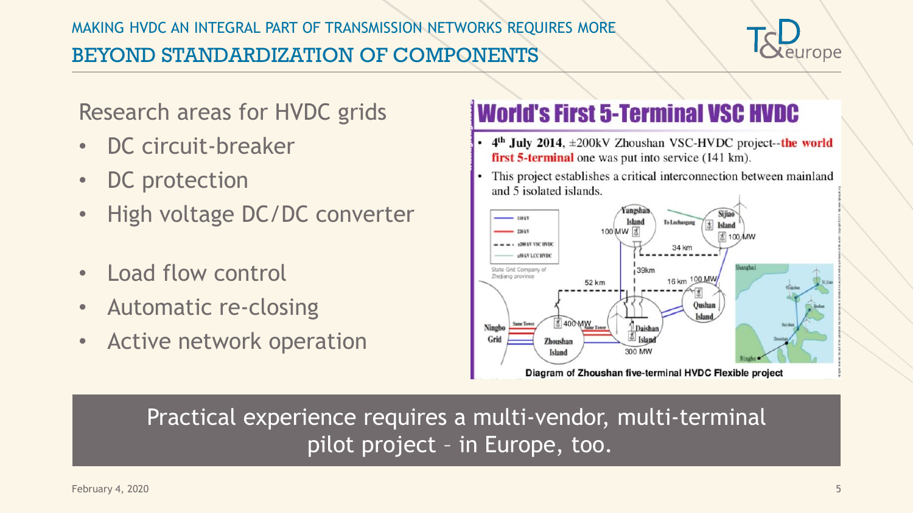MAKING HVDC AN INTEGRAL PART OF TRANSMISSION NETWORKS REQUIRES MORE

# BEYOND STANDARDIZATION OF COMPONENTS

Research areas for HVDC grids

- DC circuit-breaker
- DC protection
- High voltage DC/DC converter
- Load flow control
- Automatic re-closing
- Active network operation

## World's First 5-Terminal VSC HVDC

- 4[th] July 2014, ±200kV Zhoushan VSC-HVDC project--**the world first 5-terminal** one was put into service (141 km).
- This project establishes a critical interconnection between mainland and 5 isolated islands.

Diagram of Zhoushan five-terminal HVDC Flexible project

**Practical experience requires a multi-vendor, multi-terminal pilot project – in Europe, too.**

February 4, 2020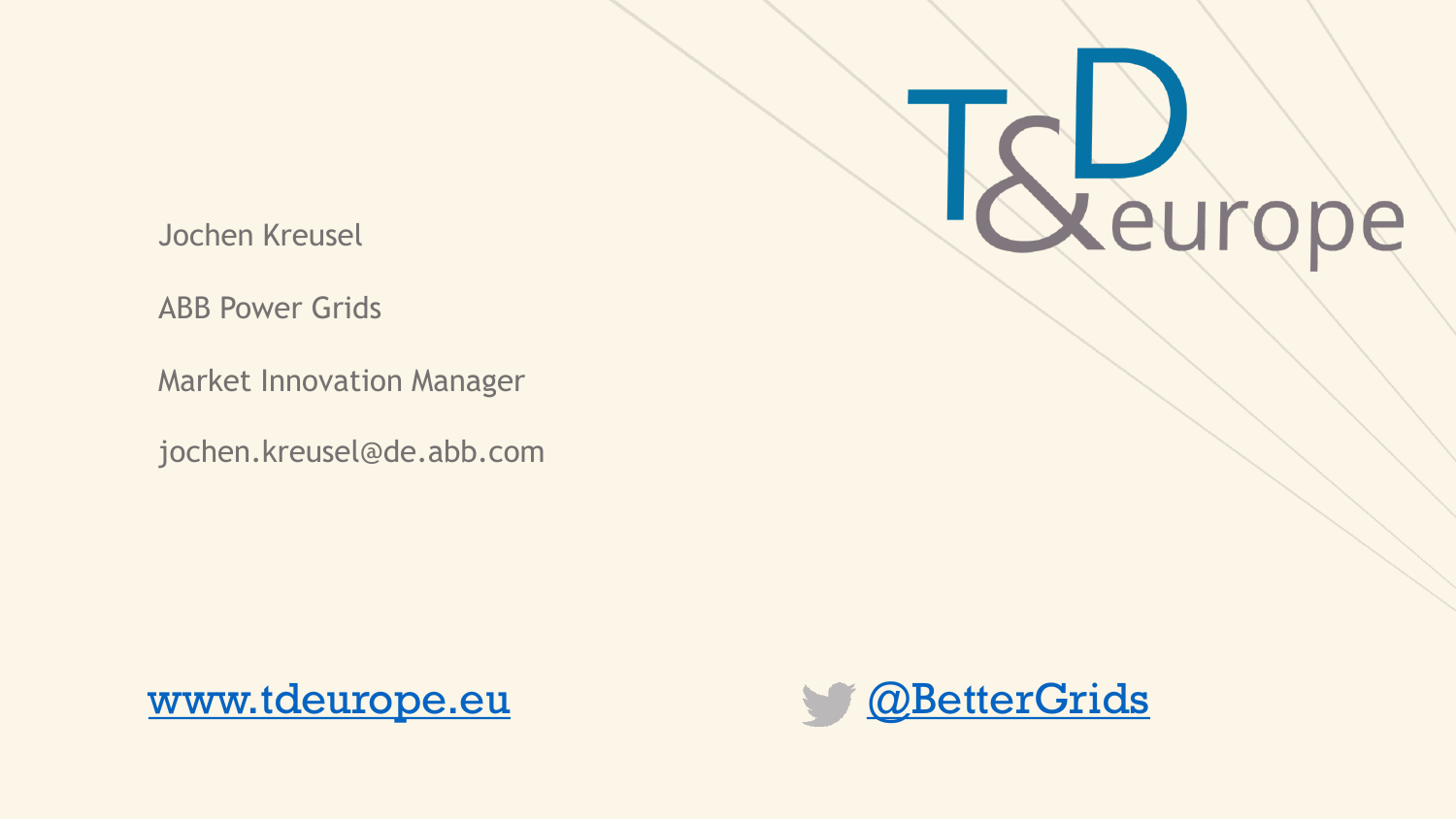T&D europe

Jochen Kreusel

ABB Power Grids

Market Innovation Manager

jochen.kreusel@de.abb.com

[www.tdeurope.eu](http://www.tdeurope.eu)

[@BetterGrids](https://twitter.com/BetterGrids)